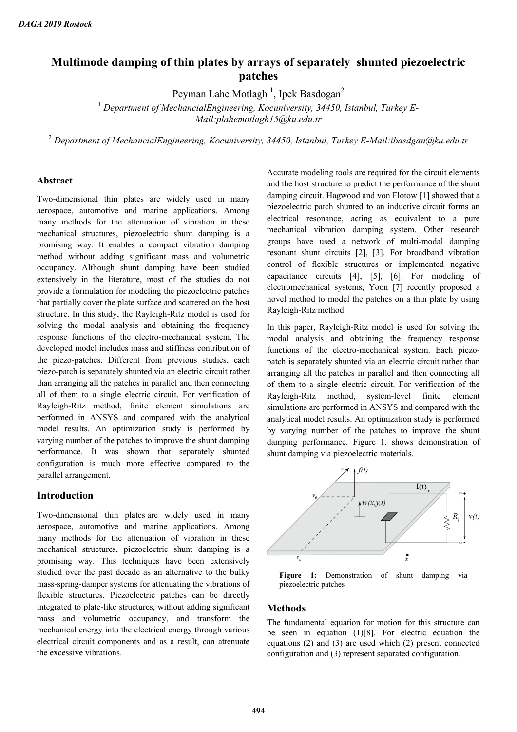# Multimode damping of thin plates by arrays of separately shunted piezoelectric patches

Peyman Lahe Motlagh [1], Ipek Basdogan[2]

[1] *Department of MechancialEngineering, Kocuniversity, 34450, Istanbul, Turkey E-Mail:plahemotlagh15@ku.edu.tr*

[2] *Department of MechancialEngineering, Kocuniversity, 34450, Istanbul, Turkey E-Mail:ibasdgan@ku.edu.tr*

## Abstract

Two-dimensional thin plates are widely used in many aerospace, automotive and marine applications. Among many methods for the attenuation of vibration in these mechanical structures, piezoelectric shunt damping is a promising way. It enables a compact vibration damping method without adding significant mass and volumetric occupancy. Although shunt damping have been studied extensively in the literature, most of the studies do not provide a formulation for modeling the piezoelectric patches that partially cover the plate surface and scattered on the host structure. In this study, the Rayleigh-Ritz model is used for solving the modal analysis and obtaining the frequency response functions of the electro-mechanical system. The developed model includes mass and stiffness contribution of the piezo-patches. Different from previous studies, each piezo-patch is separately shunted via an electric circuit rather than arranging all the patches in parallel and then connecting all of them to a single electric circuit. For verification of Rayleigh-Ritz method, finite element simulations are performed in ANSYS and compared with the analytical model results. An optimization study is performed by varying number of the patches to improve the shunt damping performance. It was shown that separately shunted configuration is much more effective compared to the parallel arrangement.

## Introduction

Two-dimensional thin plates are widely used in many aerospace, automotive and marine applications. Among many methods for the attenuation of vibration in these mechanical structures, piezoelectric shunt damping is a promising way. This techniques have been extensively studied over the past decade as an alternative to the bulky mass-spring-damper systems for attenuating the vibrations of flexible structures. Piezoelectric patches can be directly integrated to plate-like structures, without adding significant mass and volumetric occupancy, and transform the mechanical energy into the electrical energy through various electrical circuit components and as a result, can attenuate the excessive vibrations.

Accurate modeling tools are required for the circuit elements and the host structure to predict the performance of the shunt damping circuit. Hagwood and von Flotow [1] showed that a piezoelectric patch shunted to an inductive circuit forms an electrical resonance, acting as equivalent to a pure mechanical vibration damping system. Other research groups have used a network of multi-modal damping resonant shunt circuits [2], [3]. For broadband vibration control of flexible structures or implemented negative capacitance circuits [4], [5], [6]. For modeling of electromechanical systems, Yoon [7] recently proposed a novel method to model the patches on a thin plate by using Rayleigh-Ritz method.

In this paper, Rayleigh-Ritz model is used for solving the modal analysis and obtaining the frequency response functions of the electro-mechanical system. Each piezo-patch is separately shunted via an electric circuit rather than arranging all the patches in parallel and then connecting all of them to a single electric circuit. For verification of the Rayleigh-Ritz method, system-level finite element simulations are performed in ANSYS and compared with the analytical model results. An optimization study is performed by varying number of the patches to improve the shunt damping performance. Figure 1. shows demonstration of shunt damping via piezoelectric materials.

**Figure 1:** Demonstration of shunt damping via piezoelectric patches

## Methods

The fundamental equation for motion for this structure can be seen in equation (1)[8]. For electric equation the equations (2) and (3) are used which (2) present connected configuration and (3) represent separated configuration.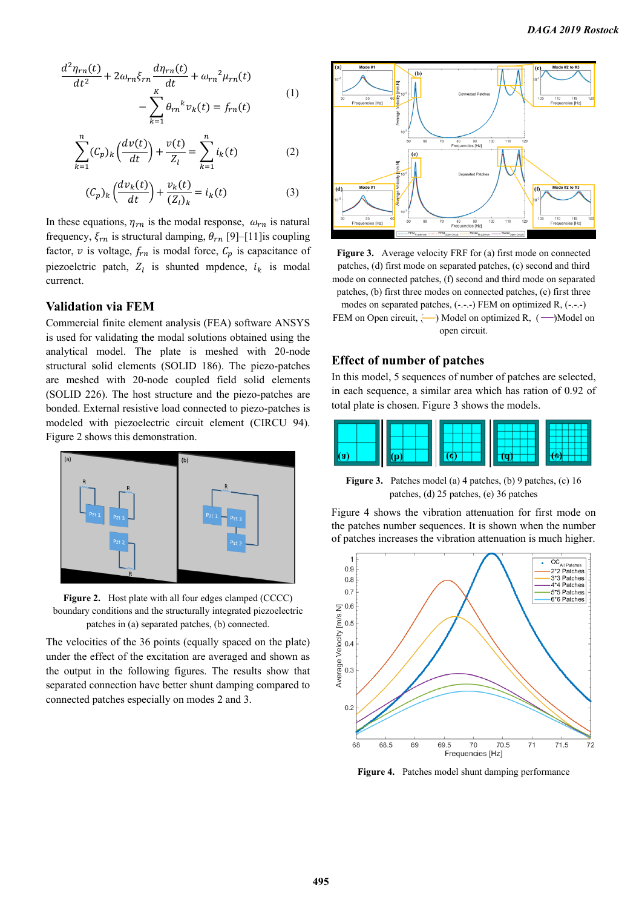$$\frac{d^2\eta_{rn}(t)}{dt^2} + 2\omega_{rn}\xi_{rn}\frac{d\eta_{rn}(t)}{dt} + \omega_{rn}{}^2\mu_{rn}(t) - \sum_{k=1}^{K}\theta_{rn}{}^k v_k(t) = f_{rn}(t) \quad (1)$$

$$\sum_{k=1}^{n}(C_p)_k\left(\frac{dv(t)}{dt}\right) + \frac{v(t)}{Z_l} = \sum_{k=1}^{n} i_k(t) \quad (2)$$

$$(C_p)_k\left(\frac{dv_k(t)}{dt}\right) + \frac{v_k(t)}{(Z_l)_k} = i_k(t) \quad (3)$$

In these equations, $\eta_{rn}$ is the modal response, $\omega_{rn}$ is natural frequency, $\xi_{rn}$ is structural damping, $\theta_{rn}$ [9]–[11]is coupling factor, $v$ is voltage, $f_{rn}$ is modal force, $C_p$ is capacitance of piezoelctric patch, $Z_l$ is shunted mpdence, $i_k$ is modal current.

## Validation via FEM

Commercial finite element analysis (FEA) software ANSYS is used for validating the modal solutions obtained using the analytical model. The plate is meshed with 20-node structural solid elements (SOLID 186). The piezo-patches are meshed with 20-node coupled field solid elements (SOLID 226). The host structure and the piezo-patches are bonded. External resistive load connected to piezo-patches is modeled with piezoelectric circuit element (CIRCU 94). Figure 2 shows this demonstration.

**Figure 2.** Host plate with all four edges clamped (CCCC) boundary conditions and the structurally integrated piezoelectric patches in (a) separated patches, (b) connected.

The velocities of the 36 points (equally spaced on the plate) under the effect of the excitation are averaged and shown as the output in the following figures. The results show that separated connection have better shunt damping compared to connected patches especially on modes 2 and 3.

**Figure 3.** Average velocity FRF for (a) first mode on connected patches, (d) first mode on separated patches, (c) second and third mode on connected patches, (f) second and third mode on separated patches, (b) first three modes on connected patches, (e) first three modes on separated patches, (-.-.-) FEM on optimized R, (-.-.-) FEM on Open circuit, (——) Model on optimized R, (——)Model on open circuit.

## Effect of number of patches

In this model, 5 sequences of number of patches are selected, in each sequence, a similar area which has ration of 0.92 of total plate is chosen. Figure 3 shows the models.

**Figure 3.** Patches model (a) 4 patches, (b) 9 patches, (c) 16 patches, (d) 25 patches, (e) 36 patches

Figure 4 shows the vibration attenuation for first mode on the patches number sequences. It is shown when the number of patches increases the vibration attenuation is much higher.

**Figure 4.** Patches model shunt damping performance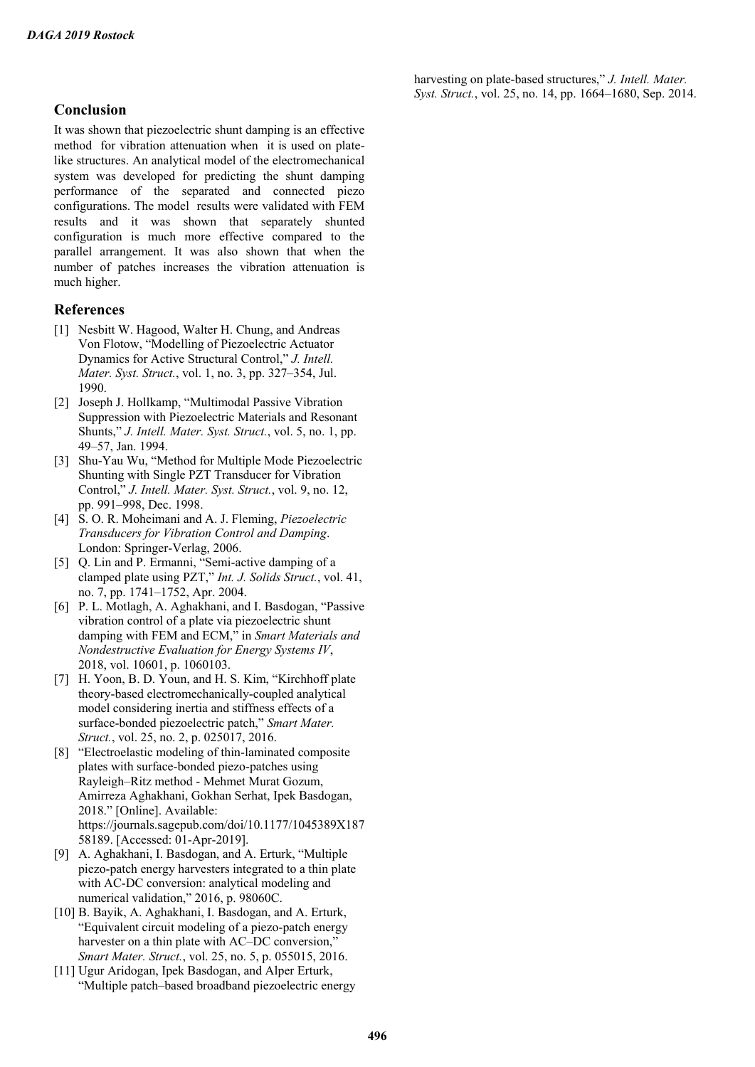## Conclusion

It was shown that piezoelectric shunt damping is an effective method for vibration attenuation when it is used on plate-like structures. An analytical model of the electromechanical system was developed for predicting the shunt damping performance of the separated and connected piezo configurations. The model results were validated with FEM results and it was shown that separately shunted configuration is much more effective compared to the parallel arrangement. It was also shown that when the number of patches increases the vibration attenuation is much higher.

## References

[1] Nesbitt W. Hagood, Walter H. Chung, and Andreas Von Flotow, "Modelling of Piezoelectric Actuator Dynamics for Active Structural Control," *J. Intell. Mater. Syst. Struct.*, vol. 1, no. 3, pp. 327–354, Jul. 1990.

[2] Joseph J. Hollkamp, "Multimodal Passive Vibration Suppression with Piezoelectric Materials and Resonant Shunts," *J. Intell. Mater. Syst. Struct.*, vol. 5, no. 1, pp. 49–57, Jan. 1994.

[3] Shu-Yau Wu, "Method for Multiple Mode Piezoelectric Shunting with Single PZT Transducer for Vibration Control," *J. Intell. Mater. Syst. Struct.*, vol. 9, no. 12, pp. 991–998, Dec. 1998.

[4] S. O. R. Moheimani and A. J. Fleming, *Piezoelectric Transducers for Vibration Control and Damping*. London: Springer-Verlag, 2006.

[5] Q. Lin and P. Ermanni, "Semi-active damping of a clamped plate using PZT," *Int. J. Solids Struct.*, vol. 41, no. 7, pp. 1741–1752, Apr. 2004.

[6] P. L. Motlagh, A. Aghakhani, and I. Basdogan, "Passive vibration control of a plate via piezoelectric shunt damping with FEM and ECM," in *Smart Materials and Nondestructive Evaluation for Energy Systems IV*, 2018, vol. 10601, p. 1060103.

[7] H. Yoon, B. D. Youn, and H. S. Kim, "Kirchhoff plate theory-based electromechanically-coupled analytical model considering inertia and stiffness effects of a surface-bonded piezoelectric patch," *Smart Mater. Struct.*, vol. 25, no. 2, p. 025017, 2016.

[8] "Electroelastic modeling of thin-laminated composite plates with surface-bonded piezo-patches using Rayleigh–Ritz method - Mehmet Murat Gozum, Amirreza Aghakhani, Gokhan Serhat, Ipek Basdogan, 2018." [Online]. Available: https://journals.sagepub.com/doi/10.1177/1045389X18758189. [Accessed: 01-Apr-2019].

[9] A. Aghakhani, I. Basdogan, and A. Erturk, "Multiple piezo-patch energy harvesters integrated to a thin plate with AC-DC conversion: analytical modeling and numerical validation," 2016, p. 98060C.

[10] B. Bayik, A. Aghakhani, I. Basdogan, and A. Erturk, "Equivalent circuit modeling of a piezo-patch energy harvester on a thin plate with AC–DC conversion," *Smart Mater. Struct.*, vol. 25, no. 5, p. 055015, 2016.

[11] Ugur Aridogan, Ipek Basdogan, and Alper Erturk, "Multiple patch–based broadband piezoelectric energy harvesting on plate-based structures," *J. Intell. Mater. Syst. Struct.*, vol. 25, no. 14, pp. 1664–1680, Sep. 2014.